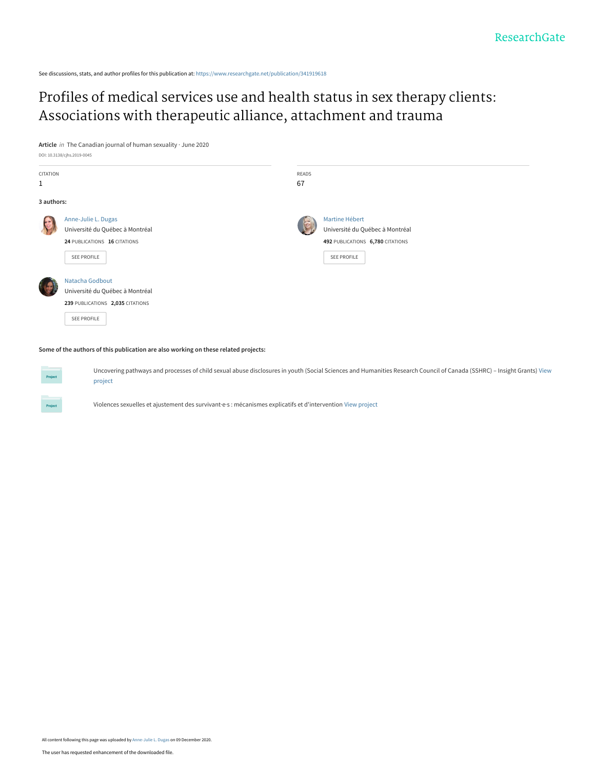See discussions, stats, and author profiles for this publication at: https://www.researchgate.net/publication/341919618

# Profiles of medical services use and health status in sex therapy clients: Associations with therapeutic alliance, attachment and trauma

**Article** *in* The Canadian journal of human sexuality · June 2020

DOI: 10.3138/cjhs.2019-0045

CITATION
1

READS
67

**3 authors:**

Anne-Julie L. Dugas
Université du Québec à Montréal
**24** PUBLICATIONS **16** CITATIONS

SEE PROFILE

Martine Hébert
Université du Québec à Montréal
**492** PUBLICATIONS **6,780** CITATIONS

SEE PROFILE

Natacha Godbout
Université du Québec à Montréal
**239** PUBLICATIONS **2,035** CITATIONS

SEE PROFILE

**Some of the authors of this publication are also working on these related projects:**

Uncovering pathways and processes of child sexual abuse disclosures in youth (Social Sciences and Humanities Research Council of Canada (SSHRC) – Insight Grants) View project

Violences sexuelles et ajustement des survivant·e·s : mécanismes explicatifs et d'intervention View project

All content following this page was uploaded by Anne-Julie L. Dugas on 09 December 2020.

The user has requested enhancement of the downloaded file.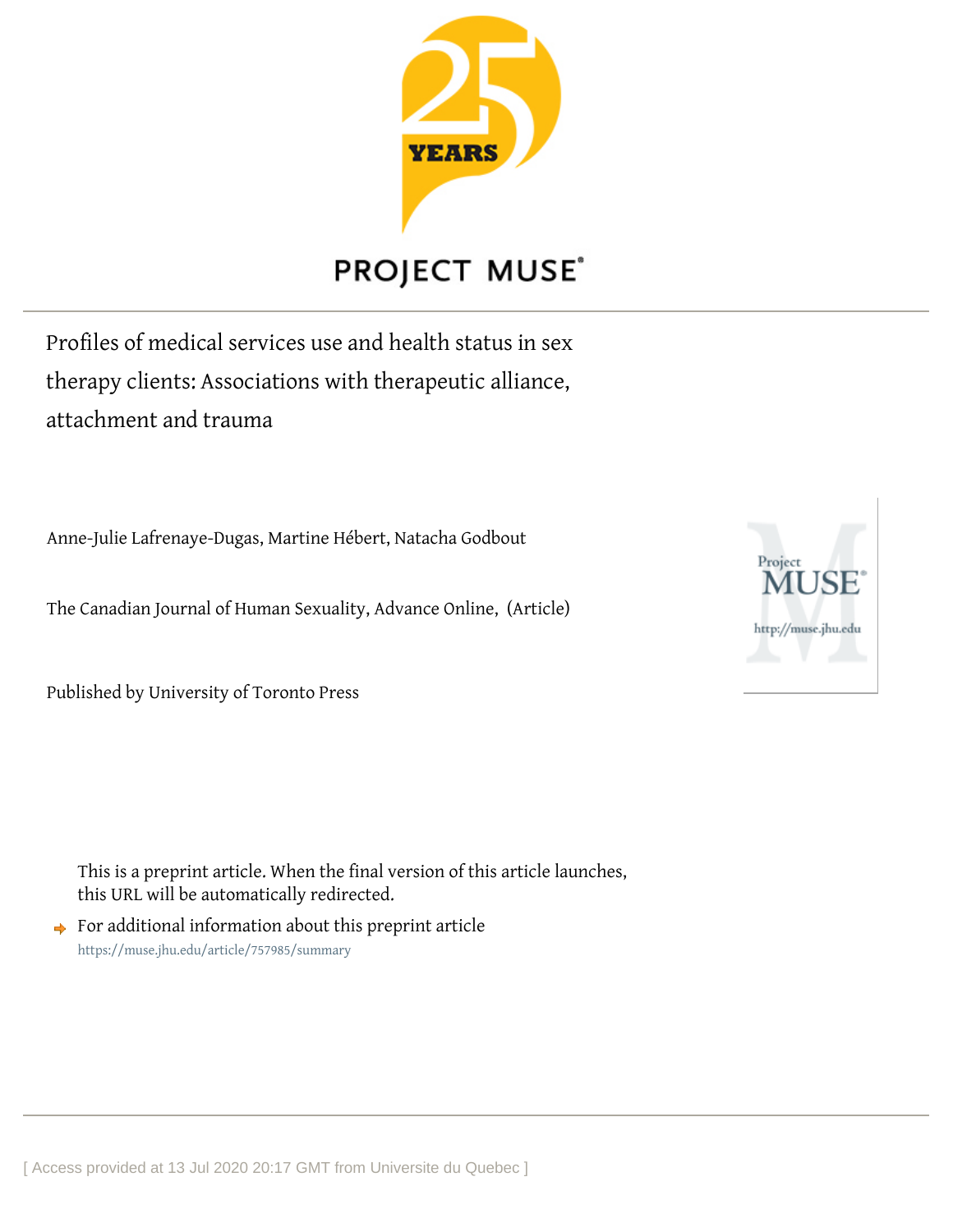Profiles of medical services use and health status in sex therapy clients: Associations with therapeutic alliance, attachment and trauma

Anne-Julie Lafrenaye-Dugas, Martine Hébert, Natacha Godbout

The Canadian Journal of Human Sexuality, Advance Online, (Article)

Published by University of Toronto Press

This is a preprint article. When the final version of this article launches, this URL will be automatically redirected.

For additional information about this preprint article
https://muse.jhu.edu/article/757985/summary

[ Access provided at 13 Jul 2020 20:17 GMT from Universite du Quebec ]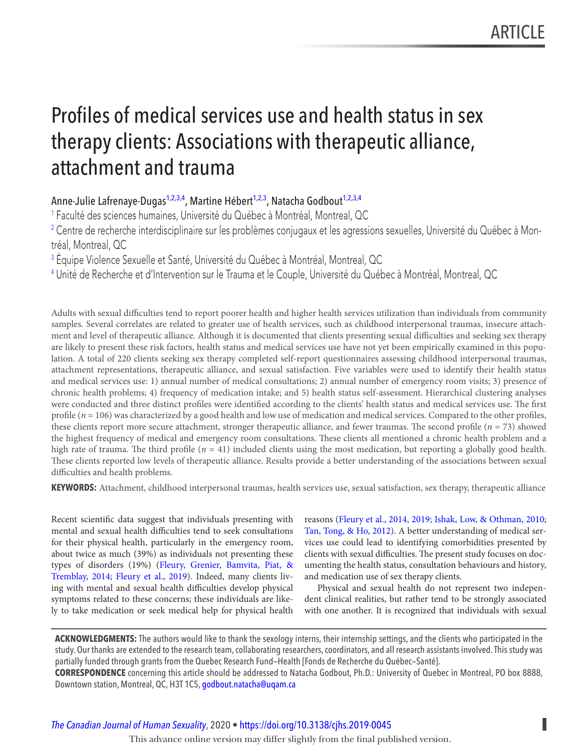# Profiles of medical services use and health status in sex therapy clients: Associations with therapeutic alliance, attachment and trauma

Anne-Julie Lafrenaye-Dugas[1,2,3,4], Martine Hébert[1,2,3], Natacha Godbout[1,2,3,4]

[1] Faculté des sciences humaines, Université du Québec à Montréal, Montreal, QC

[2] Centre de recherche interdisciplinaire sur les problèmes conjugaux et les agressions sexuelles, Université du Québec à Montréal, Montreal, QC

[3] Équipe Violence Sexuelle et Santé, Université du Québec à Montréal, Montreal, QC

[4] Unité de Recherche et d'Intervention sur le Trauma et le Couple, Université du Québec à Montréal, Montreal, QC

Adults with sexual difficulties tend to report poorer health and higher health services utilization than individuals from community samples. Several correlates are related to greater use of health services, such as childhood interpersonal traumas, insecure attachment and level of therapeutic alliance. Although it is documented that clients presenting sexual difficulties and seeking sex therapy are likely to present these risk factors, health status and medical services use have not yet been empirically examined in this population. A total of 220 clients seeking sex therapy completed self-report questionnaires assessing childhood interpersonal traumas, attachment representations, therapeutic alliance, and sexual satisfaction. Five variables were used to identify their health status and medical services use: 1) annual number of medical consultations; 2) annual number of emergency room visits; 3) presence of chronic health problems; 4) frequency of medication intake; and 5) health status self-assessment. Hierarchical clustering analyses were conducted and three distinct profiles were identified according to the clients' health status and medical services use. The first profile ($n = 106$) was characterized by a good health and low use of medication and medical services. Compared to the other profiles, these clients report more secure attachment, stronger therapeutic alliance, and fewer traumas. The second profile ($n = 73$) showed the highest frequency of medical and emergency room consultations. These clients all mentioned a chronic health problem and a high rate of trauma. The third profile ($n = 41$) included clients using the most medication, but reporting a globally good health. These clients reported low levels of therapeutic alliance. Results provide a better understanding of the associations between sexual difficulties and health problems.

**KEYWORDS:** Attachment, childhood interpersonal traumas, health services use, sexual satisfaction, sex therapy, therapeutic alliance

Recent scientific data suggest that individuals presenting with mental and sexual health difficulties tend to seek consultations for their physical health, particularly in the emergency room, about twice as much (39%) as individuals not presenting these types of disorders (19%) (Fleury, Grenier, Bamvita, Piat, & Tremblay, 2014; Fleury et al., 2019). Indeed, many clients living with mental and sexual health difficulties develop physical symptoms related to these concerns; these individuals are likely to take medication or seek medical help for physical health reasons (Fleury et al., 2014, 2019; Ishak, Low, & Othman, 2010; Tan, Tong, & Ho, 2012). A better understanding of medical services use could lead to identifying comorbidities presented by clients with sexual difficulties. The present study focuses on documenting the health status, consultation behaviours and history, and medication use of sex therapy clients.

Physical and sexual health do not represent two independent clinical realities, but rather tend to be strongly associated with one another. It is recognized that individuals with sexual

**ACKNOWLEDGMENTS:** The authors would like to thank the sexology interns, their internship settings, and the clients who participated in the study. Our thanks are extended to the research team, collaborating researchers, coordinators, and all research assistants involved. This study was partially funded through grants from the Quebec Research Fund–Health [Fonds de Recherche du Québec–Santé].

**CORRESPONDENCE** concerning this article should be addressed to Natacha Godbout, Ph.D.: University of Quebec in Montreal, PO box 8888, Downtown station, Montreal, QC, H3T 1C5, godbout.natacha@uqam.ca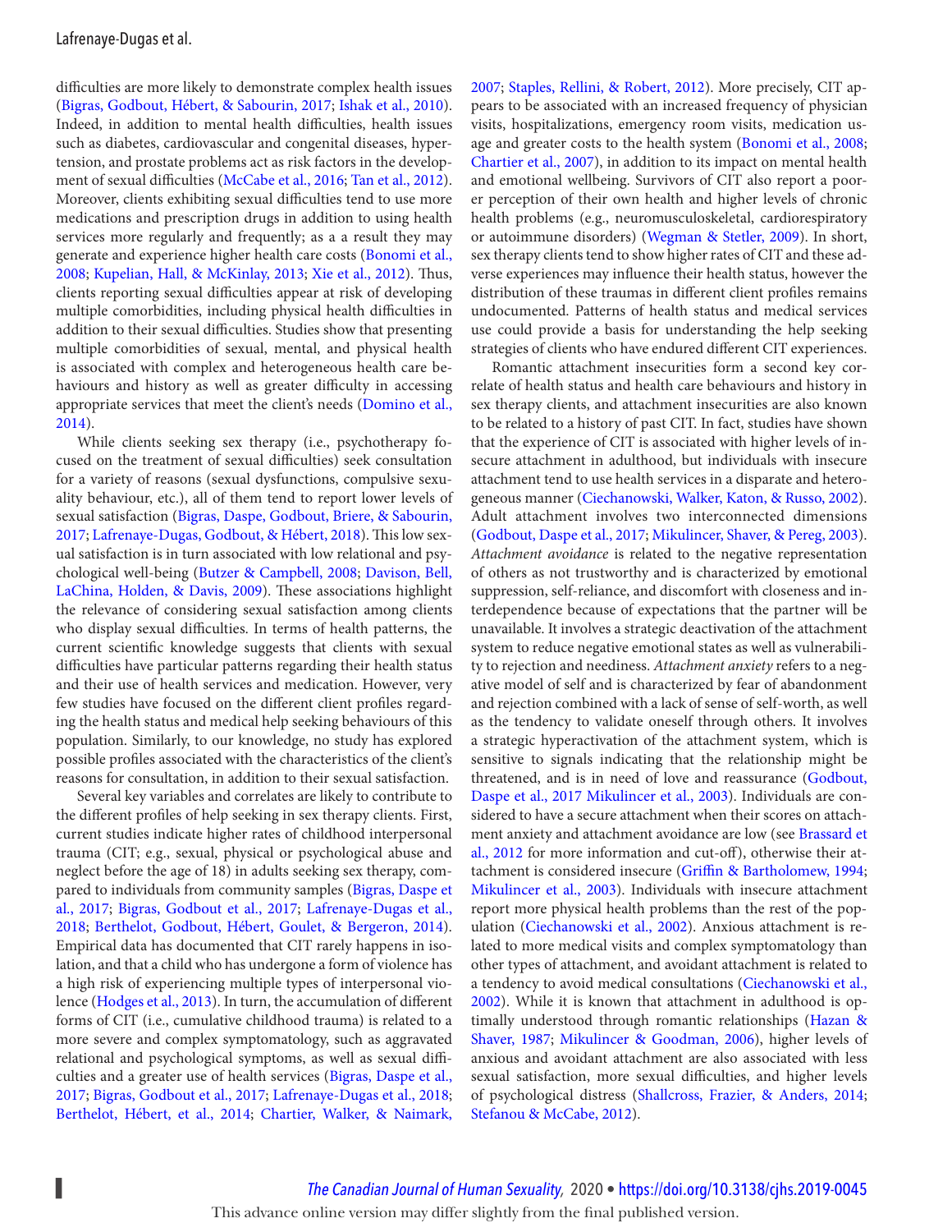difficulties are more likely to demonstrate complex health issues (Bigras, Godbout, Hébert, & Sabourin, 2017; Ishak et al., 2010). Indeed, in addition to mental health difficulties, health issues such as diabetes, cardiovascular and congenital diseases, hypertension, and prostate problems act as risk factors in the development of sexual difficulties (McCabe et al., 2016; Tan et al., 2012). Moreover, clients exhibiting sexual difficulties tend to use more medications and prescription drugs in addition to using health services more regularly and frequently; as a a result they may generate and experience higher health care costs (Bonomi et al., 2008; Kupelian, Hall, & McKinlay, 2013; Xie et al., 2012). Thus, clients reporting sexual difficulties appear at risk of developing multiple comorbidities, including physical health difficulties in addition to their sexual difficulties. Studies show that presenting multiple comorbidities of sexual, mental, and physical health is associated with complex and heterogeneous health care behaviours and history as well as greater difficulty in accessing appropriate services that meet the client's needs (Domino et al., 2014).

While clients seeking sex therapy (i.e., psychotherapy focused on the treatment of sexual difficulties) seek consultation for a variety of reasons (sexual dysfunctions, compulsive sexuality behaviour, etc.), all of them tend to report lower levels of sexual satisfaction (Bigras, Daspe, Godbout, Briere, & Sabourin, 2017; Lafrenaye-Dugas, Godbout, & Hébert, 2018). This low sexual satisfaction is in turn associated with low relational and psychological well-being (Butzer & Campbell, 2008; Davison, Bell, LaChina, Holden, & Davis, 2009). These associations highlight the relevance of considering sexual satisfaction among clients who display sexual difficulties. In terms of health patterns, the current scientific knowledge suggests that clients with sexual difficulties have particular patterns regarding their health status and their use of health services and medication. However, very few studies have focused on the different client profiles regarding the health status and medical help seeking behaviours of this population. Similarly, to our knowledge, no study has explored possible profiles associated with the characteristics of the client's reasons for consultation, in addition to their sexual satisfaction.

Several key variables and correlates are likely to contribute to the different profiles of help seeking in sex therapy clients. First, current studies indicate higher rates of childhood interpersonal trauma (CIT; e.g., sexual, physical or psychological abuse and neglect before the age of 18) in adults seeking sex therapy, compared to individuals from community samples (Bigras, Daspe et al., 2017; Bigras, Godbout et al., 2017; Lafrenaye-Dugas et al., 2018; Berthelot, Godbout, Hébert, Goulet, & Bergeron, 2014). Empirical data has documented that CIT rarely happens in isolation, and that a child who has undergone a form of violence has a high risk of experiencing multiple types of interpersonal violence (Hodges et al., 2013). In turn, the accumulation of different forms of CIT (i.e., cumulative childhood trauma) is related to a more severe and complex symptomatology, such as aggravated relational and psychological symptoms, as well as sexual difficulties and a greater use of health services (Bigras, Daspe et al., 2017; Bigras, Godbout et al., 2017; Lafrenaye-Dugas et al., 2018; Berthelot, Hébert, et al., 2014; Chartier, Walker, & Naimark, 2007; Staples, Rellini, & Robert, 2012). More precisely, CIT appears to be associated with an increased frequency of physician visits, hospitalizations, emergency room visits, medication usage and greater costs to the health system (Bonomi et al., 2008; Chartier et al., 2007), in addition to its impact on mental health and emotional wellbeing. Survivors of CIT also report a poorer perception of their own health and higher levels of chronic health problems (e.g., neuromusculoskeletal, cardiorespiratory or autoimmune disorders) (Wegman & Stetler, 2009). In short, sex therapy clients tend to show higher rates of CIT and these adverse experiences may influence their health status, however the distribution of these traumas in different client profiles remains undocumented. Patterns of health status and medical services use could provide a basis for understanding the help seeking strategies of clients who have endured different CIT experiences.

Romantic attachment insecurities form a second key correlate of health status and health care behaviours and history in sex therapy clients, and attachment insecurities are also known to be related to a history of past CIT. In fact, studies have shown that the experience of CIT is associated with higher levels of insecure attachment in adulthood, but individuals with insecure attachment tend to use health services in a disparate and heterogeneous manner (Ciechanowski, Walker, Katon, & Russo, 2002). Adult attachment involves two interconnected dimensions (Godbout, Daspe et al., 2017; Mikulincer, Shaver, & Pereg, 2003). *Attachment avoidance* is related to the negative representation of others as not trustworthy and is characterized by emotional suppression, self-reliance, and discomfort with closeness and interdependence because of expectations that the partner will be unavailable. It involves a strategic deactivation of the attachment system to reduce negative emotional states as well as vulnerability to rejection and neediness. *Attachment anxiety* refers to a negative model of self and is characterized by fear of abandonment and rejection combined with a lack of sense of self-worth, as well as the tendency to validate oneself through others. It involves a strategic hyperactivation of the attachment system, which is sensitive to signals indicating that the relationship might be threatened, and is in need of love and reassurance (Godbout, Daspe et al., 2017 Mikulincer et al., 2003). Individuals are considered to have a secure attachment when their scores on attachment anxiety and attachment avoidance are low (see Brassard et al., 2012 for more information and cut-off), otherwise their attachment is considered insecure (Griffin & Bartholomew, 1994; Mikulincer et al., 2003). Individuals with insecure attachment report more physical health problems than the rest of the population (Ciechanowski et al., 2002). Anxious attachment is related to more medical visits and complex symptomatology than other types of attachment, and avoidant attachment is related to a tendency to avoid medical consultations (Ciechanowski et al., 2002). While it is known that attachment in adulthood is optimally understood through romantic relationships (Hazan & Shaver, 1987; Mikulincer & Goodman, 2006), higher levels of anxious and avoidant attachment are also associated with less sexual satisfaction, more sexual difficulties, and higher levels of psychological distress (Shallcross, Frazier, & Anders, 2014; Stefanou & McCabe, 2012).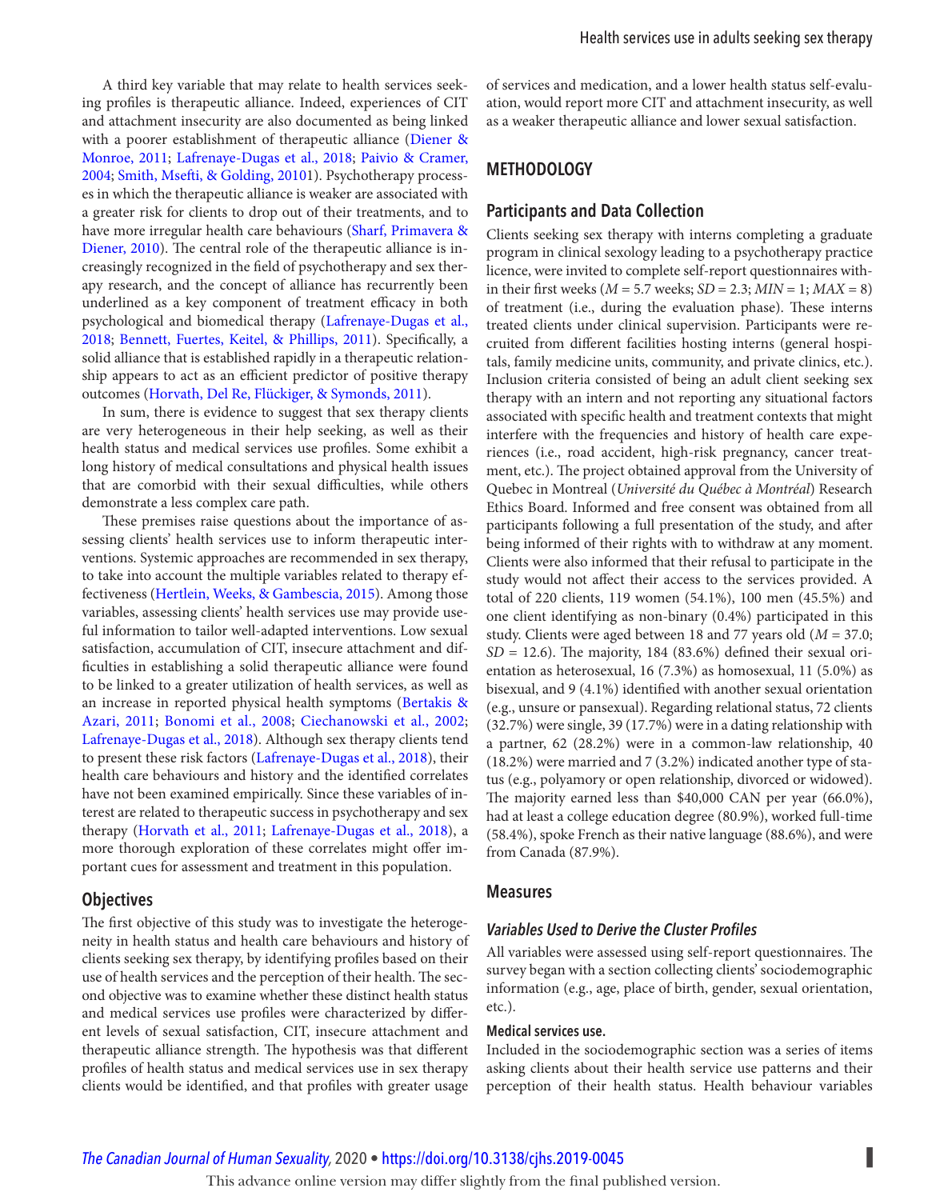A third key variable that may relate to health services seeking profiles is therapeutic alliance. Indeed, experiences of CIT and attachment insecurity are also documented as being linked with a poorer establishment of therapeutic alliance (Diener & Monroe, 2011; Lafrenaye-Dugas et al., 2018; Paivio & Cramer, 2004; Smith, Msefti, & Golding, 20101). Psychotherapy processes in which the therapeutic alliance is weaker are associated with a greater risk for clients to drop out of their treatments, and to have more irregular health care behaviours (Sharf, Primavera & Diener, 2010). The central role of the therapeutic alliance is increasingly recognized in the field of psychotherapy and sex therapy research, and the concept of alliance has recurrently been underlined as a key component of treatment efficacy in both psychological and biomedical therapy (Lafrenaye-Dugas et al., 2018; Bennett, Fuertes, Keitel, & Phillips, 2011). Specifically, a solid alliance that is established rapidly in a therapeutic relationship appears to act as an efficient predictor of positive therapy outcomes (Horvath, Del Re, Flückiger, & Symonds, 2011).

In sum, there is evidence to suggest that sex therapy clients are very heterogeneous in their help seeking, as well as their health status and medical services use profiles. Some exhibit a long history of medical consultations and physical health issues that are comorbid with their sexual difficulties, while others demonstrate a less complex care path.

These premises raise questions about the importance of assessing clients' health services use to inform therapeutic interventions. Systemic approaches are recommended in sex therapy, to take into account the multiple variables related to therapy effectiveness (Hertlein, Weeks, & Gambescia, 2015). Among those variables, assessing clients' health services use may provide useful information to tailor well-adapted interventions. Low sexual satisfaction, accumulation of CIT, insecure attachment and difficulties in establishing a solid therapeutic alliance were found to be linked to a greater utilization of health services, as well as an increase in reported physical health symptoms (Bertakis & Azari, 2011; Bonomi et al., 2008; Ciechanowski et al., 2002; Lafrenaye-Dugas et al., 2018). Although sex therapy clients tend to present these risk factors (Lafrenaye-Dugas et al., 2018), their health care behaviours and history and the identified correlates have not been examined empirically. Since these variables of interest are related to therapeutic success in psychotherapy and sex therapy (Horvath et al., 2011; Lafrenaye-Dugas et al., 2018), a more thorough exploration of these correlates might offer important cues for assessment and treatment in this population.

## Objectives

The first objective of this study was to investigate the heterogeneity in health status and health care behaviours and history of clients seeking sex therapy, by identifying profiles based on their use of health services and the perception of their health. The second objective was to examine whether these distinct health status and medical services use profiles were characterized by different levels of sexual satisfaction, CIT, insecure attachment and therapeutic alliance strength. The hypothesis was that different profiles of health status and medical services use in sex therapy clients would be identified, and that profiles with greater usage of services and medication, and a lower health status self-evaluation, would report more CIT and attachment insecurity, as well as a weaker therapeutic alliance and lower sexual satisfaction.

# METHODOLOGY

## Participants and Data Collection

Clients seeking sex therapy with interns completing a graduate program in clinical sexology leading to a psychotherapy practice licence, were invited to complete self-report questionnaires within their first weeks ($M = 5.7$ weeks; $SD = 2.3$; $MIN = 1$; $MAX = 8$) of treatment (i.e., during the evaluation phase). These interns treated clients under clinical supervision. Participants were recruited from different facilities hosting interns (general hospitals, family medicine units, community, and private clinics, etc.). Inclusion criteria consisted of being an adult client seeking sex therapy with an intern and not reporting any situational factors associated with specific health and treatment contexts that might interfere with the frequencies and history of health care experiences (i.e., road accident, high-risk pregnancy, cancer treatment, etc.). The project obtained approval from the University of Quebec in Montreal (*Université du Québec à Montréal*) Research Ethics Board. Informed and free consent was obtained from all participants following a full presentation of the study, and after being informed of their rights with to withdraw at any moment. Clients were also informed that their refusal to participate in the study would not affect their access to the services provided. A total of 220 clients, 119 women (54.1%), 100 men (45.5%) and one client identifying as non-binary (0.4%) participated in this study. Clients were aged between 18 and 77 years old ($M = 37.0$; $SD = 12.6$). The majority, 184 (83.6%) defined their sexual orientation as heterosexual, 16 (7.3%) as homosexual, 11 (5.0%) as bisexual, and 9 (4.1%) identified with another sexual orientation (e.g., unsure or pansexual). Regarding relational status, 72 clients (32.7%) were single, 39 (17.7%) were in a dating relationship with a partner, 62 (28.2%) were in a common-law relationship, 40 (18.2%) were married and 7 (3.2%) indicated another type of status (e.g., polyamory or open relationship, divorced or widowed). The majority earned less than $40,000 CAN per year (66.0%), had at least a college education degree (80.9%), worked full-time (58.4%), spoke French as their native language (88.6%), and were from Canada (87.9%).

## Measures

### *Variables Used to Derive the Cluster Profiles*

All variables were assessed using self-report questionnaires. The survey began with a section collecting clients' sociodemographic information (e.g., age, place of birth, gender, sexual orientation, etc.).

#### Medical services use.

Included in the sociodemographic section was a series of items asking clients about their health service use patterns and their perception of their health status. Health behaviour variables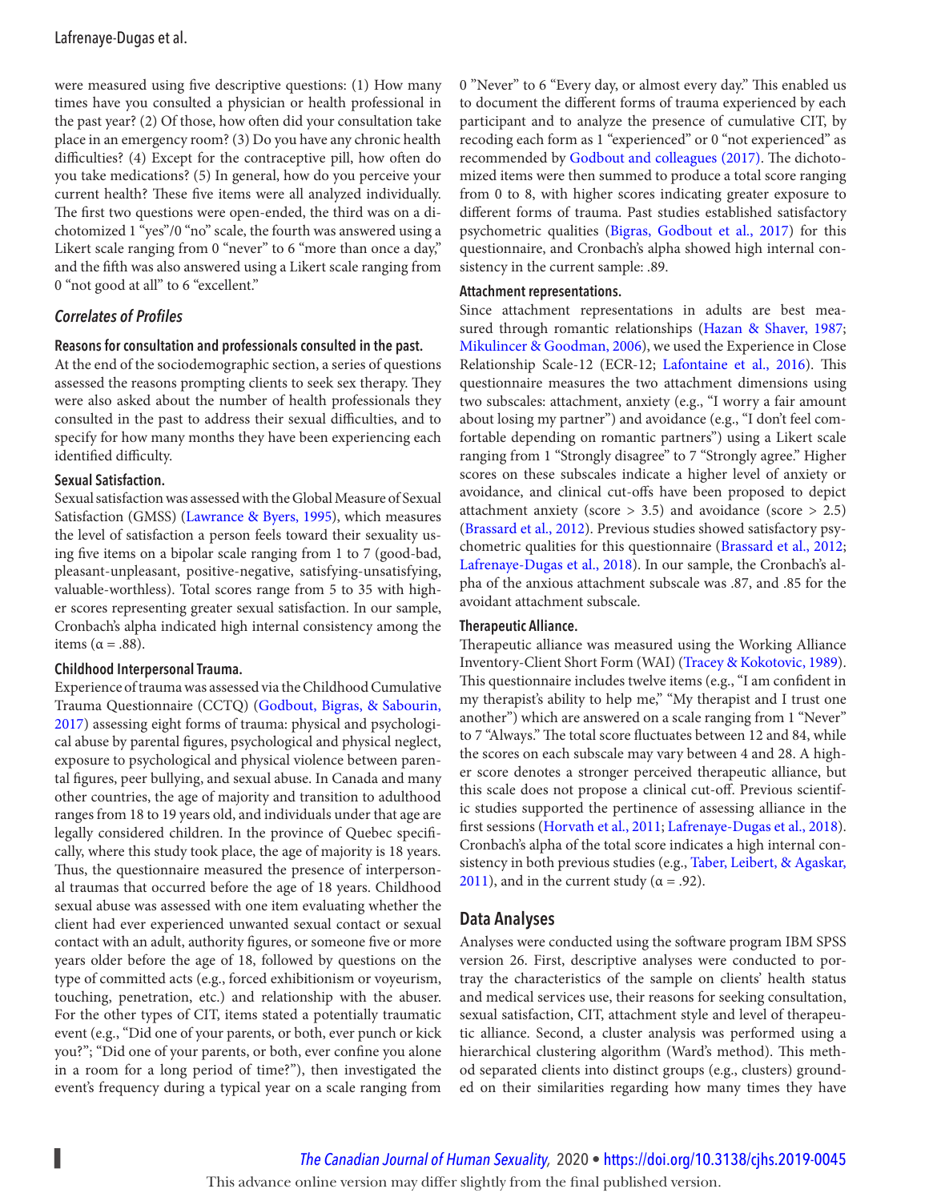were measured using five descriptive questions: (1) How many times have you consulted a physician or health professional in the past year? (2) Of those, how often did your consultation take place in an emergency room? (3) Do you have any chronic health difficulties? (4) Except for the contraceptive pill, how often do you take medications? (5) In general, how do you perceive your current health? These five items were all analyzed individually. The first two questions were open-ended, the third was on a dichotomized 1 "yes"/0 "no" scale, the fourth was answered using a Likert scale ranging from 0 "never" to 6 "more than once a day," and the fifth was also answered using a Likert scale ranging from 0 "not good at all" to 6 "excellent."

## *Correlates of Profiles*

### Reasons for consultation and professionals consulted in the past.

At the end of the sociodemographic section, a series of questions assessed the reasons prompting clients to seek sex therapy. They were also asked about the number of health professionals they consulted in the past to address their sexual difficulties, and to specify for how many months they have been experiencing each identified difficulty.

### Sexual Satisfaction.

Sexual satisfaction was assessed with the Global Measure of Sexual Satisfaction (GMSS) (Lawrance & Byers, 1995), which measures the level of satisfaction a person feels toward their sexuality using five items on a bipolar scale ranging from 1 to 7 (good-bad, pleasant-unpleasant, positive-negative, satisfying-unsatisfying, valuable-worthless). Total scores range from 5 to 35 with higher scores representing greater sexual satisfaction. In our sample, Cronbach's alpha indicated high internal consistency among the items ($\alpha = .88$).

### Childhood Interpersonal Trauma.

Experience of trauma was assessed via the Childhood Cumulative Trauma Questionnaire (CCTQ) (Godbout, Bigras, & Sabourin, 2017) assessing eight forms of trauma: physical and psychological abuse by parental figures, psychological and physical neglect, exposure to psychological and physical violence between parental figures, peer bullying, and sexual abuse. In Canada and many other countries, the age of majority and transition to adulthood ranges from 18 to 19 years old, and individuals under that age are legally considered children. In the province of Quebec specifically, where this study took place, the age of majority is 18 years. Thus, the questionnaire measured the presence of interpersonal traumas that occurred before the age of 18 years. Childhood sexual abuse was assessed with one item evaluating whether the client had ever experienced unwanted sexual contact or sexual contact with an adult, authority figures, or someone five or more years older before the age of 18, followed by questions on the type of committed acts (e.g., forced exhibitionism or voyeurism, touching, penetration, etc.) and relationship with the abuser. For the other types of CIT, items stated a potentially traumatic event (e.g., "Did one of your parents, or both, ever punch or kick you?"; "Did one of your parents, or both, ever confine you alone in a room for a long period of time?"), then investigated the event's frequency during a typical year on a scale ranging from 0 "Never" to 6 "Every day, or almost every day." This enabled us to document the different forms of trauma experienced by each participant and to analyze the presence of cumulative CIT, by recoding each form as 1 "experienced" or 0 "not experienced" as recommended by Godbout and colleagues (2017). The dichotomized items were then summed to produce a total score ranging from 0 to 8, with higher scores indicating greater exposure to different forms of trauma. Past studies established satisfactory psychometric qualities (Bigras, Godbout et al., 2017) for this questionnaire, and Cronbach's alpha showed high internal consistency in the current sample: .89.

### Attachment representations.

Since attachment representations in adults are best measured through romantic relationships (Hazan & Shaver, 1987; Mikulincer & Goodman, 2006), we used the Experience in Close Relationship Scale-12 (ECR-12; Lafontaine et al., 2016). This questionnaire measures the two attachment dimensions using two subscales: attachment, anxiety (e.g., "I worry a fair amount about losing my partner") and avoidance (e.g., "I don't feel comfortable depending on romantic partners") using a Likert scale ranging from 1 "Strongly disagree" to 7 "Strongly agree." Higher scores on these subscales indicate a higher level of anxiety or avoidance, and clinical cut-offs have been proposed to depict attachment anxiety (score > 3.5) and avoidance (score > 2.5) (Brassard et al., 2012). Previous studies showed satisfactory psychometric qualities for this questionnaire (Brassard et al., 2012; Lafrenaye-Dugas et al., 2018). In our sample, the Cronbach's alpha of the anxious attachment subscale was .87, and .85 for the avoidant attachment subscale.

### Therapeutic Alliance.

Therapeutic alliance was measured using the Working Alliance Inventory-Client Short Form (WAI) (Tracey & Kokotovic, 1989). This questionnaire includes twelve items (e.g., "I am confident in my therapist's ability to help me," "My therapist and I trust one another") which are answered on a scale ranging from 1 "Never" to 7 "Always." The total score fluctuates between 12 and 84, while the scores on each subscale may vary between 4 and 28. A higher score denotes a stronger perceived therapeutic alliance, but this scale does not propose a clinical cut-off. Previous scientific studies supported the pertinence of assessing alliance in the first sessions (Horvath et al., 2011; Lafrenaye-Dugas et al., 2018). Cronbach's alpha of the total score indicates a high internal consistency in both previous studies (e.g., Taber, Leibert, & Agaskar, 2011), and in the current study ($\alpha = .92$).

## Data Analyses

Analyses were conducted using the software program IBM SPSS version 26. First, descriptive analyses were conducted to portray the characteristics of the sample on clients' health status and medical services use, their reasons for seeking consultation, sexual satisfaction, CIT, attachment style and level of therapeutic alliance. Second, a cluster analysis was performed using a hierarchical clustering algorithm (Ward's method). This method separated clients into distinct groups (e.g., clusters) grounded on their similarities regarding how many times they have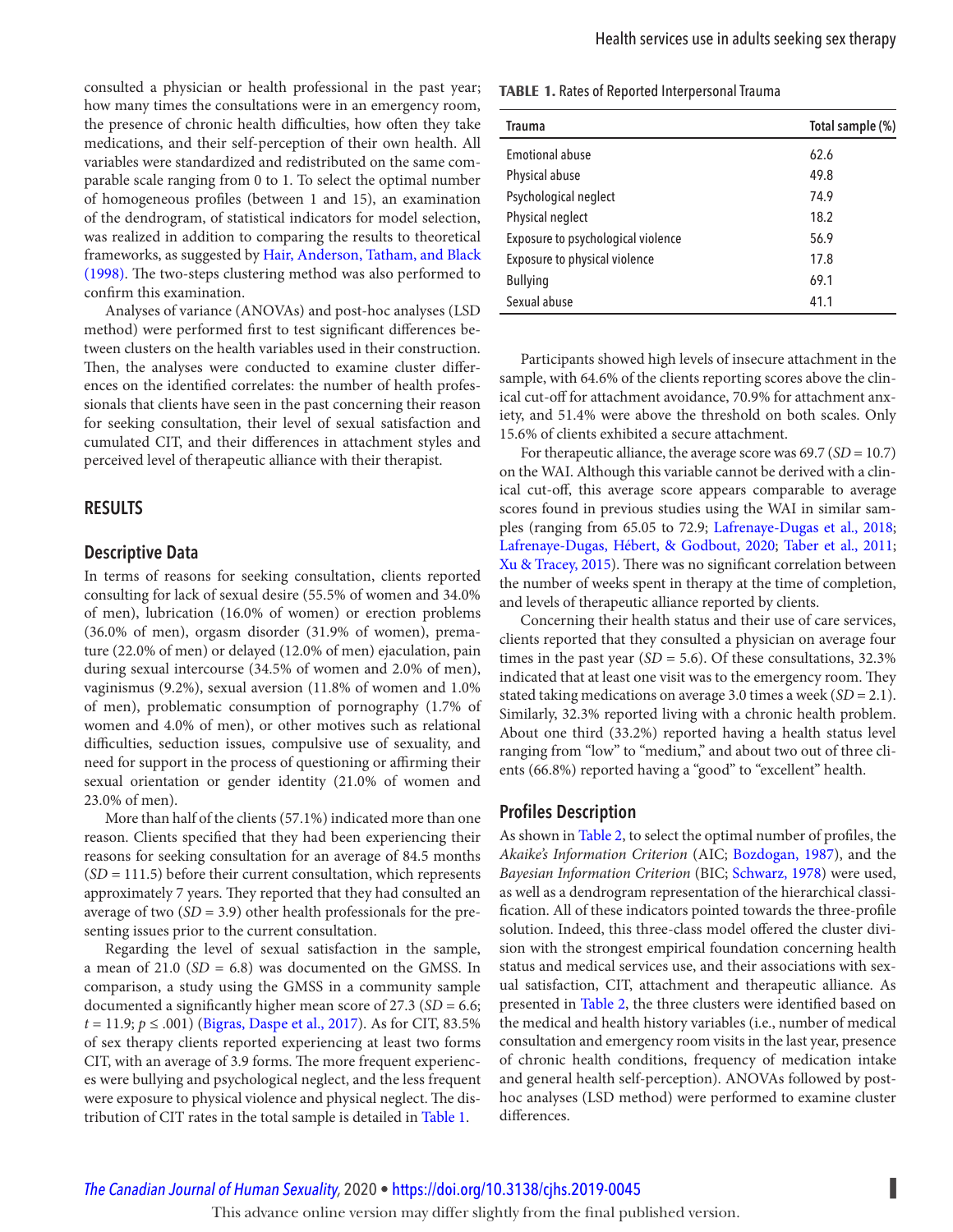consulted a physician or health professional in the past year; how many times the consultations were in an emergency room, the presence of chronic health difficulties, how often they take medications, and their self-perception of their own health. All variables were standardized and redistributed on the same comparable scale ranging from 0 to 1. To select the optimal number of homogeneous profiles (between 1 and 15), an examination of the dendrogram, of statistical indicators for model selection, was realized in addition to comparing the results to theoretical frameworks, as suggested by Hair, Anderson, Tatham, and Black (1998). The two-steps clustering method was also performed to confirm this examination.

Analyses of variance (ANOVAs) and post-hoc analyses (LSD method) were performed first to test significant differences between clusters on the health variables used in their construction. Then, the analyses were conducted to examine cluster differences on the identified correlates: the number of health professionals that clients have seen in the past concerning their reason for seeking consultation, their level of sexual satisfaction and cumulated CIT, and their differences in attachment styles and perceived level of therapeutic alliance with their therapist.

## RESULTS

### Descriptive Data

In terms of reasons for seeking consultation, clients reported consulting for lack of sexual desire (55.5% of women and 34.0% of men), lubrication (16.0% of women) or erection problems (36.0% of men), orgasm disorder (31.9% of women), premature (22.0% of men) or delayed (12.0% of men) ejaculation, pain during sexual intercourse (34.5% of women and 2.0% of men), vaginismus (9.2%), sexual aversion (11.8% of women and 1.0% of men), problematic consumption of pornography (1.7% of women and 4.0% of men), or other motives such as relational difficulties, seduction issues, compulsive use of sexuality, and need for support in the process of questioning or affirming their sexual orientation or gender identity (21.0% of women and 23.0% of men).

More than half of the clients (57.1%) indicated more than one reason. Clients specified that they had been experiencing their reasons for seeking consultation for an average of 84.5 months (*SD* = 111.5) before their current consultation, which represents approximately 7 years. They reported that they had consulted an average of two (*SD* = 3.9) other health professionals for the presenting issues prior to the current consultation.

Regarding the level of sexual satisfaction in the sample, a mean of 21.0 (*SD* = 6.8) was documented on the GMSS. In comparison, a study using the GMSS in a community sample documented a significantly higher mean score of 27.3 (*SD* = 6.6; $t = 11.9$; $p \leq .001$) (Bigras, Daspe et al., 2017). As for CIT, 83.5% of sex therapy clients reported experiencing at least two forms CIT, with an average of 3.9 forms. The more frequent experiences were bullying and psychological neglect, and the less frequent were exposure to physical violence and physical neglect. The distribution of CIT rates in the total sample is detailed in Table 1.

**TABLE 1.** Rates of Reported Interpersonal Trauma

| Trauma | Total sample (%) |
|---|---|
| Emotional abuse | 62.6 |
| Physical abuse | 49.8 |
| Psychological neglect | 74.9 |
| Physical neglect | 18.2 |
| Exposure to psychological violence | 56.9 |
| Exposure to physical violence | 17.8 |
| Bullying | 69.1 |
| Sexual abuse | 41.1 |

Participants showed high levels of insecure attachment in the sample, with 64.6% of the clients reporting scores above the clinical cut-off for attachment avoidance, 70.9% for attachment anxiety, and 51.4% were above the threshold on both scales. Only 15.6% of clients exhibited a secure attachment.

For therapeutic alliance, the average score was 69.7 (*SD* = 10.7) on the WAI. Although this variable cannot be derived with a clinical cut-off, this average score appears comparable to average scores found in previous studies using the WAI in similar samples (ranging from 65.05 to 72.9; Lafrenaye-Dugas et al., 2018; Lafrenaye-Dugas, Hébert, & Godbout, 2020; Taber et al., 2011; Xu & Tracey, 2015). There was no significant correlation between the number of weeks spent in therapy at the time of completion, and levels of therapeutic alliance reported by clients.

Concerning their health status and their use of care services, clients reported that they consulted a physician on average four times in the past year (*SD* = 5.6). Of these consultations, 32.3% indicated that at least one visit was to the emergency room. They stated taking medications on average 3.0 times a week (*SD* = 2.1). Similarly, 32.3% reported living with a chronic health problem. About one third (33.2%) reported having a health status level ranging from "low" to "medium," and about two out of three clients (66.8%) reported having a "good" to "excellent" health.

### Profiles Description

As shown in Table 2, to select the optimal number of profiles, the *Akaike's Information Criterion* (AIC; Bozdogan, 1987), and the *Bayesian Information Criterion* (BIC; Schwarz, 1978) were used, as well as a dendrogram representation of the hierarchical classification. All of these indicators pointed towards the three-profile solution. Indeed, this three-class model offered the cluster division with the strongest empirical foundation concerning health status and medical services use, and their associations with sexual satisfaction, CIT, attachment and therapeutic alliance. As presented in Table 2, the three clusters were identified based on the medical and health history variables (i.e., number of medical consultation and emergency room visits in the last year, presence of chronic health conditions, frequency of medication intake and general health self-perception). ANOVAs followed by post-hoc analyses (LSD method) were performed to examine cluster differences.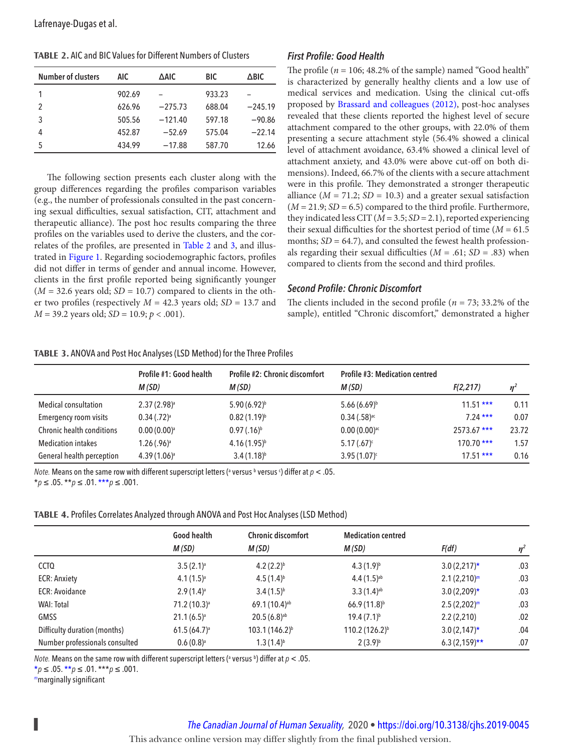**TABLE 2.** AIC and BIC Values for Different Numbers of Clusters

| Number of clusters | AIC | ΔAIC | BIC | ΔBIC |
|---|---|---|---|---|
| 1 | 902.69 | – | 933.23 | – |
| 2 | 626.96 | −275.73 | 688.04 | −245.19 |
| 3 | 505.56 | −121.40 | 597.18 | −90.86 |
| 4 | 452.87 | −52.69 | 575.04 | −22.14 |
| 5 | 434.99 | −17.88 | 587.70 | 12.66 |

The following section presents each cluster along with the group differences regarding the profiles comparison variables (e.g., the number of professionals consulted in the past concerning sexual difficulties, sexual satisfaction, CIT, attachment and therapeutic alliance). The post hoc results comparing the three profiles on the variables used to derive the clusters, and the correlates of the profiles, are presented in Table 2 and 3, and illustrated in Figure 1. Regarding sociodemographic factors, profiles did not differ in terms of gender and annual income. However, clients in the first profile reported being significantly younger ($M$ = 32.6 years old; $SD$ = 10.7) compared to clients in the other two profiles (respectively $M$ = 42.3 years old; $SD$ = 13.7 and $M$ = 39.2 years old; $SD$ = 10.9; $p < .001$).

### *First Profile: Good Health*

The profile ($n$ = 106; 48.2% of the sample) named "Good health" is characterized by generally healthy clients and a low use of medical services and medication. Using the clinical cut-offs proposed by Brassard and colleagues (2012), post-hoc analyses revealed that these clients reported the highest level of secure attachment compared to the other groups, with 22.0% of them presenting a secure attachment style (56.4% showed a clinical level of attachment avoidance, 63.4% showed a clinical level of attachment anxiety, and 43.0% were above cut-off on both dimensions). Indeed, 66.7% of the clients with a secure attachment were in this profile. They demonstrated a stronger therapeutic alliance ($M$ = 71.2; $SD$ = 10.3) and a greater sexual satisfaction ($M$ = 21.9; $SD$ = 6.5) compared to the third profile. Furthermore, they indicated less CIT ($M$ = 3.5; $SD$ = 2.1), reported experiencing their sexual difficulties for the shortest period of time ($M$ = 61.5 months; $SD$ = 64.7), and consulted the fewest health professionals regarding their sexual difficulties ($M$ = .61; $SD$ = .83) when compared to clients from the second and third profiles.

### *Second Profile: Chronic Discomfort*

The clients included in the second profile ($n$ = 73; 33.2% of the sample), entitled "Chronic discomfort," demonstrated a higher

**TABLE 3.** ANOVA and Post Hoc Analyses (LSD Method) for the Three Profiles

| | Profile #1: Good health $M$ ($SD$) | Profile #2: Chronic discomfort $M$ ($SD$) | Profile #3: Medication centred $M$ ($SD$) | $F(2,217)$ | $\eta^2$ |
|---|---|---|---|---|---|
| Medical consultation | 2.37 (2.98)[a] | 5.90 (6.92)[b] | 5.66 (6.69)[b] | 11.51 *** | 0.11 |
| Emergency room visits | 0.34 (.72)[a] | 0.82 (1.19)[b] | 0.34 (.58)[ac] | 7.24 *** | 0.07 |
| Chronic health conditions | 0.00 (0.00)[a] | 0.97 (.16)[b] | 0.00 (0.00)[ac] | 2573.67 *** | 23.72 |
| Medication intakes | 1.26 (.96)[a] | 4.16 (1.95)[b] | 5.17 (.67)[c] | 170.70 *** | 1.57 |
| General health perception | 4.39 (1.06)[a] | 3.4 (1.18)[b] | 3.95 (1.07)[c] | 17.51 *** | 0.16 |

*Note.* Means on the same row with different superscript letters ([a] versus [b] versus [c]) differ at $p < .05$.
*$p \leq .05$. **$p \leq .01$. ***$p \leq .001$.

**TABLE 4.** Profiles Correlates Analyzed through ANOVA and Post Hoc Analyses (LSD Method)

| | Good health $M$ ($SD$) | Chronic discomfort $M$ ($SD$) | Medication centred $M$ ($SD$) | $F$(df) | $\eta^2$ |
|---|---|---|---|---|---|
| CCTQ | 3.5 (2.1)[a] | 4.2 (2.2)[b] | 4.3 (1.9)[b] | 3.0 (2,217)* | .03 |
| ECR: Anxiety | 4.1 (1.5)[a] | 4.5 (1.4)[b] | 4.4 (1.5)[ab] | 2.1 (2,210)[m] | .03 |
| ECR: Avoidance | 2.9 (1.4)[a] | 3.4 (1.5)[b] | 3.3 (1.4)[ab] | 3.0 (2,209)* | .03 |
| WAI: Total | 71.2 (10.3)[a] | 69.1 (10.4)[ab] | 66.9 (11.8)[b] | 2.5 (2,202)[m] | .03 |
| GMSS | 21.1 (6.5)[a] | 20.5 (6.8)[ab] | 19.4 (7.1)[b] | 2.2 (2,210) | .02 |
| Difficulty duration (months) | 61.5 (64.7)[a] | 103.1 (146.2)[b] | 110.2 (126.2)[b] | 3.0 (2,147)* | .04 |
| Number professionals consulted | 0.6 (0.8)[a] | 1.3 (1.4)[b] | 2 (3.9)[b] | 6.3 (2,159)** | .07 |

*Note.* Means on the same row with different superscript letters ([a] versus [b]) differ at $p < .05$.
*$p \leq .05$. **$p \leq .01$. ***$p \leq .001$.
[m]marginally significant

This advance online version may differ slightly from the final published version.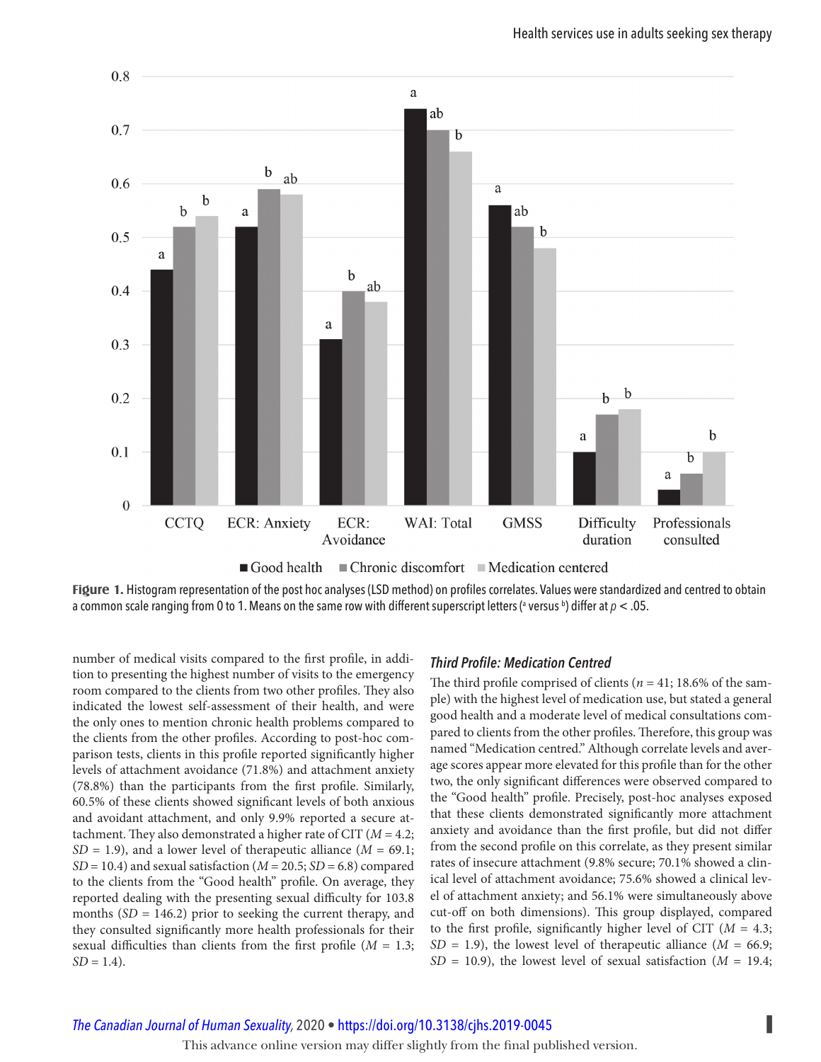Figure 1. Histogram representation of the post hoc analyses (LSD method) on profiles correlates. Values were standardized and centred to obtain a common scale ranging from 0 to 1. Means on the same row with different superscript letters ([a] versus [b]) differ at $p < .05$.

number of medical visits compared to the first profile, in addition to presenting the highest number of visits to the emergency room compared to the clients from two other profiles. They also indicated the lowest self-assessment of their health, and were the only ones to mention chronic health problems compared to the clients from the other profiles. According to post-hoc comparison tests, clients in this profile reported significantly higher levels of attachment avoidance (71.8%) and attachment anxiety (78.8%) than the participants from the first profile. Similarly, 60.5% of these clients showed significant levels of both anxious and avoidant attachment, and only 9.9% reported a secure attachment. They also demonstrated a higher rate of CIT ($M = 4.2$; $SD = 1.9$), and a lower level of therapeutic alliance ($M = 69.1$; $SD = 10.4$) and sexual satisfaction ($M = 20.5$; $SD = 6.8$) compared to the clients from the "Good health" profile. On average, they reported dealing with the presenting sexual difficulty for 103.8 months ($SD = 146.2$) prior to seeking the current therapy, and they consulted significantly more health professionals for their sexual difficulties than clients from the first profile ($M = 1.3$; $SD = 1.4$).

### *Third Profile: Medication Centred*

The third profile comprised of clients ($n = 41$; 18.6% of the sample) with the highest level of medication use, but stated a general good health and a moderate level of medical consultations compared to clients from the other profiles. Therefore, this group was named "Medication centred." Although correlate levels and average scores appear more elevated for this profile than for the other two, the only significant differences were observed compared to the "Good health" profile. Precisely, post-hoc analyses exposed that these clients demonstrated significantly more attachment anxiety and avoidance than the first profile, but did not differ from the second profile on this correlate, as they present similar rates of insecure attachment (9.8% secure; 70.1% showed a clinical level of attachment avoidance; 75.6% showed a clinical level of attachment anxiety; and 56.1% were simultaneously above cut-off on both dimensions). This group displayed, compared to the first profile, significantly higher level of CIT ($M = 4.3$; $SD = 1.9$), the lowest level of therapeutic alliance ($M = 66.9$; $SD = 10.9$), the lowest level of sexual satisfaction ($M = 19.4$;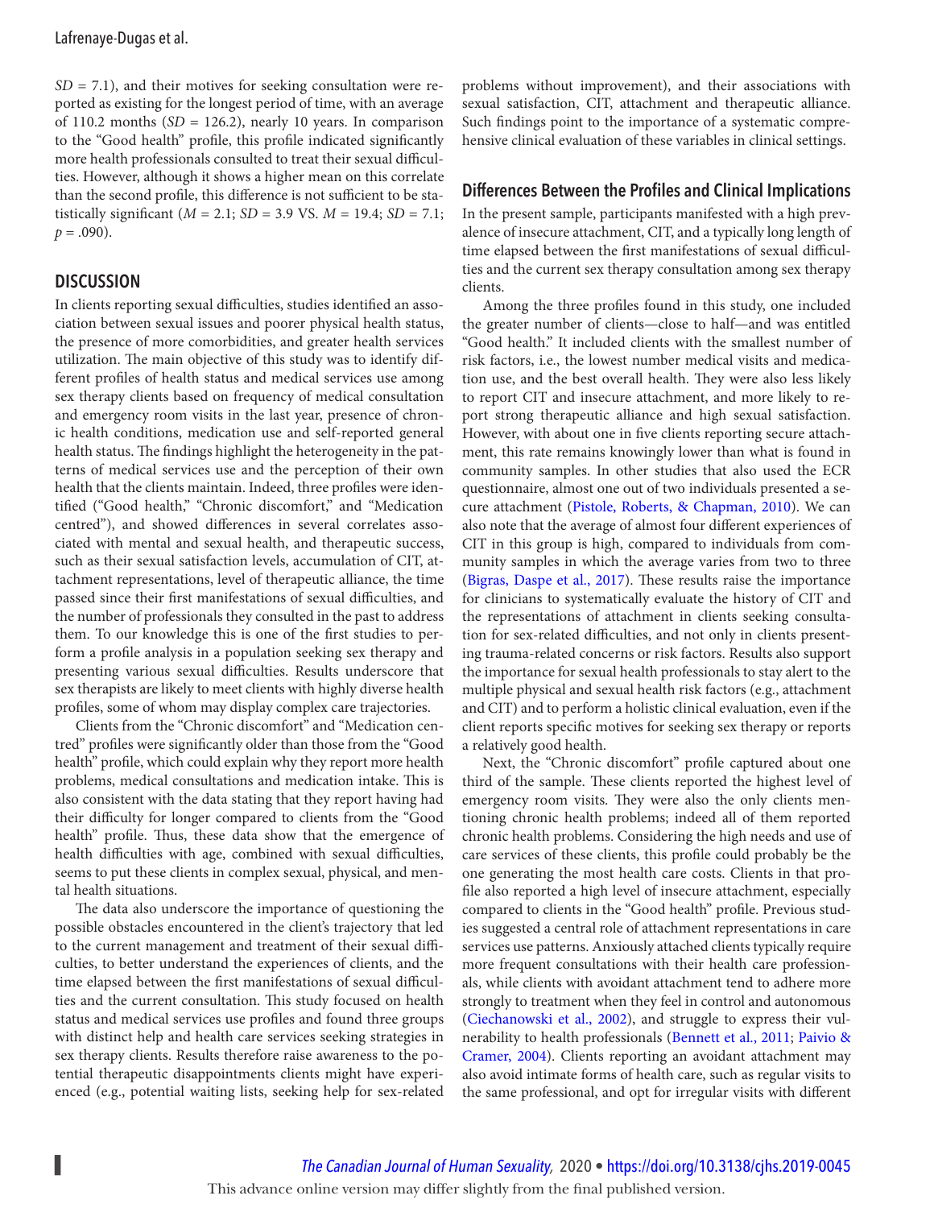*SD* = 7.1), and their motives for seeking consultation were reported as existing for the longest period of time, with an average of 110.2 months (*SD* = 126.2), nearly 10 years. In comparison to the "Good health" profile, this profile indicated significantly more health professionals consulted to treat their sexual difficulties. However, although it shows a higher mean on this correlate than the second profile, this difference is not sufficient to be statistically significant (*M* = 2.1; *SD* = 3.9 VS. *M* = 19.4; *SD* = 7.1; *p* = .090).

## DISCUSSION

In clients reporting sexual difficulties, studies identified an association between sexual issues and poorer physical health status, the presence of more comorbidities, and greater health services utilization. The main objective of this study was to identify different profiles of health status and medical services use among sex therapy clients based on frequency of medical consultation and emergency room visits in the last year, presence of chronic health conditions, medication use and self-reported general health status. The findings highlight the heterogeneity in the patterns of medical services use and the perception of their own health that the clients maintain. Indeed, three profiles were identified ("Good health," "Chronic discomfort," and "Medication centred"), and showed differences in several correlates associated with mental and sexual health, and therapeutic success, such as their sexual satisfaction levels, accumulation of CIT, attachment representations, level of therapeutic alliance, the time passed since their first manifestations of sexual difficulties, and the number of professionals they consulted in the past to address them. To our knowledge this is one of the first studies to perform a profile analysis in a population seeking sex therapy and presenting various sexual difficulties. Results underscore that sex therapists are likely to meet clients with highly diverse health profiles, some of whom may display complex care trajectories.

Clients from the "Chronic discomfort" and "Medication centred" profiles were significantly older than those from the "Good health" profile, which could explain why they report more health problems, medical consultations and medication intake. This is also consistent with the data stating that they report having had their difficulty for longer compared to clients from the "Good health" profile. Thus, these data show that the emergence of health difficulties with age, combined with sexual difficulties, seems to put these clients in complex sexual, physical, and mental health situations.

The data also underscore the importance of questioning the possible obstacles encountered in the client's trajectory that led to the current management and treatment of their sexual difficulties, to better understand the experiences of clients, and the time elapsed between the first manifestations of sexual difficulties and the current consultation. This study focused on health status and medical services use profiles and found three groups with distinct help and health care services seeking strategies in sex therapy clients. Results therefore raise awareness to the potential therapeutic disappointments clients might have experienced (e.g., potential waiting lists, seeking help for sex-related problems without improvement), and their associations with sexual satisfaction, CIT, attachment and therapeutic alliance. Such findings point to the importance of a systematic comprehensive clinical evaluation of these variables in clinical settings.

### Differences Between the Profiles and Clinical Implications

In the present sample, participants manifested with a high prevalence of insecure attachment, CIT, and a typically long length of time elapsed between the first manifestations of sexual difficulties and the current sex therapy consultation among sex therapy clients.

Among the three profiles found in this study, one included the greater number of clients—close to half—and was entitled "Good health." It included clients with the smallest number of risk factors, i.e., the lowest number medical visits and medication use, and the best overall health. They were also less likely to report CIT and insecure attachment, and more likely to report strong therapeutic alliance and high sexual satisfaction. However, with about one in five clients reporting secure attachment, this rate remains knowingly lower than what is found in community samples. In other studies that also used the ECR questionnaire, almost one out of two individuals presented a secure attachment (Pistole, Roberts, & Chapman, 2010). We can also note that the average of almost four different experiences of CIT in this group is high, compared to individuals from community samples in which the average varies from two to three (Bigras, Daspe et al., 2017). These results raise the importance for clinicians to systematically evaluate the history of CIT and the representations of attachment in clients seeking consultation for sex-related difficulties, and not only in clients presenting trauma-related concerns or risk factors. Results also support the importance for sexual health professionals to stay alert to the multiple physical and sexual health risk factors (e.g., attachment and CIT) and to perform a holistic clinical evaluation, even if the client reports specific motives for seeking sex therapy or reports a relatively good health.

Next, the "Chronic discomfort" profile captured about one third of the sample. These clients reported the highest level of emergency room visits. They were also the only clients mentioning chronic health problems; indeed all of them reported chronic health problems. Considering the high needs and use of care services of these clients, this profile could probably be the one generating the most health care costs. Clients in that profile also reported a high level of insecure attachment, especially compared to clients in the "Good health" profile. Previous studies suggested a central role of attachment representations in care services use patterns. Anxiously attached clients typically require more frequent consultations with their health care professionals, while clients with avoidant attachment tend to adhere more strongly to treatment when they feel in control and autonomous (Ciechanowski et al., 2002), and struggle to express their vulnerability to health professionals (Bennett et al., 2011; Paivio & Cramer, 2004). Clients reporting an avoidant attachment may also avoid intimate forms of health care, such as regular visits to the same professional, and opt for irregular visits with different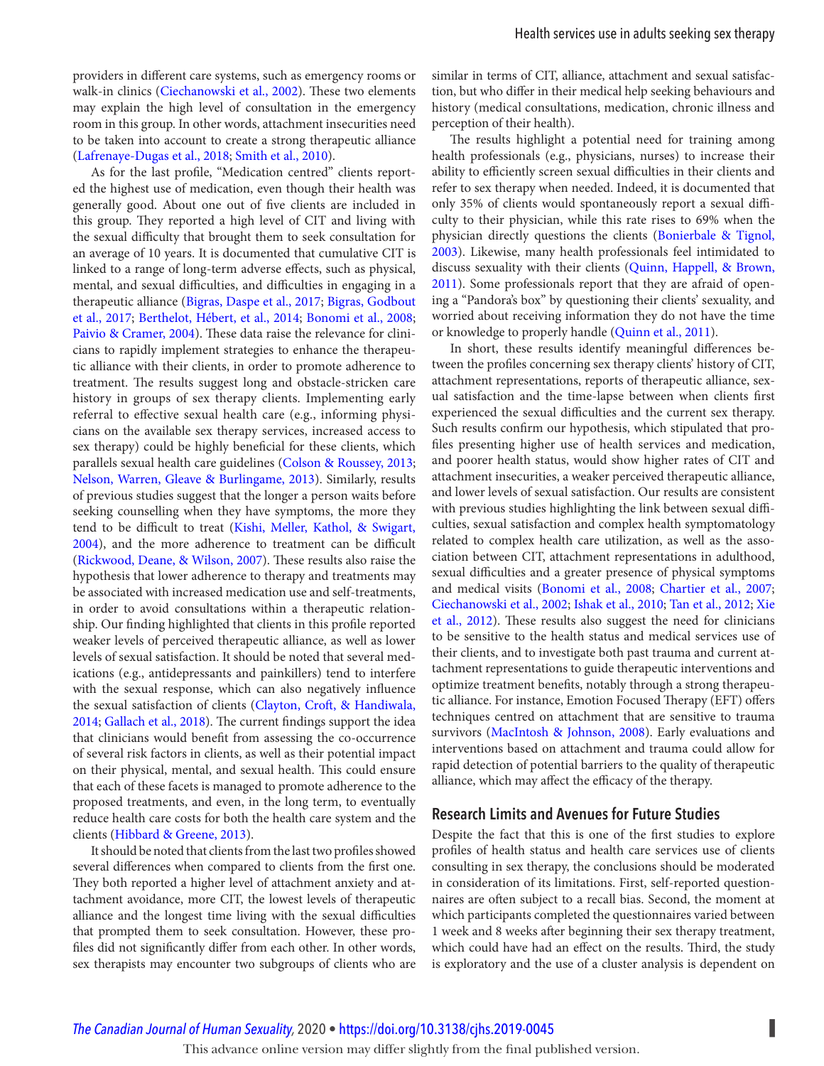providers in different care systems, such as emergency rooms or walk-in clinics (Ciechanowski et al., 2002). These two elements may explain the high level of consultation in the emergency room in this group. In other words, attachment insecurities need to be taken into account to create a strong therapeutic alliance (Lafrenaye-Dugas et al., 2018; Smith et al., 2010).

As for the last profile, "Medication centred" clients reported the highest use of medication, even though their health was generally good. About one out of five clients are included in this group. They reported a high level of CIT and living with the sexual difficulty that brought them to seek consultation for an average of 10 years. It is documented that cumulative CIT is linked to a range of long-term adverse effects, such as physical, mental, and sexual difficulties, and difficulties in engaging in a therapeutic alliance (Bigras, Daspe et al., 2017; Bigras, Godbout et al., 2017; Berthelot, Hébert, et al., 2014; Bonomi et al., 2008; Paivio & Cramer, 2004). These data raise the relevance for clinicians to rapidly implement strategies to enhance the therapeutic alliance with their clients, in order to promote adherence to treatment. The results suggest long and obstacle-stricken care history in groups of sex therapy clients. Implementing early referral to effective sexual health care (e.g., informing physicians on the available sex therapy services, increased access to sex therapy) could be highly beneficial for these clients, which parallels sexual health care guidelines (Colson & Roussey, 2013; Nelson, Warren, Gleave & Burlingame, 2013). Similarly, results of previous studies suggest that the longer a person waits before seeking counselling when they have symptoms, the more they tend to be difficult to treat (Kishi, Meller, Kathol, & Swigart, 2004), and the more adherence to treatment can be difficult (Rickwood, Deane, & Wilson, 2007). These results also raise the hypothesis that lower adherence to therapy and treatments may be associated with increased medication use and self-treatments, in order to avoid consultations within a therapeutic relationship. Our finding highlighted that clients in this profile reported weaker levels of perceived therapeutic alliance, as well as lower levels of sexual satisfaction. It should be noted that several medications (e.g., antidepressants and painkillers) tend to interfere with the sexual response, which can also negatively influence the sexual satisfaction of clients (Clayton, Croft, & Handiwala, 2014; Gallach et al., 2018). The current findings support the idea that clinicians would benefit from assessing the co-occurrence of several risk factors in clients, as well as their potential impact on their physical, mental, and sexual health. This could ensure that each of these facets is managed to promote adherence to the proposed treatments, and even, in the long term, to eventually reduce health care costs for both the health care system and the clients (Hibbard & Greene, 2013).

It should be noted that clients from the last two profiles showed several differences when compared to clients from the first one. They both reported a higher level of attachment anxiety and attachment avoidance, more CIT, the lowest levels of therapeutic alliance and the longest time living with the sexual difficulties that prompted them to seek consultation. However, these profiles did not significantly differ from each other. In other words, sex therapists may encounter two subgroups of clients who are similar in terms of CIT, alliance, attachment and sexual satisfaction, but who differ in their medical help seeking behaviours and history (medical consultations, medication, chronic illness and perception of their health).

The results highlight a potential need for training among health professionals (e.g., physicians, nurses) to increase their ability to efficiently screen sexual difficulties in their clients and refer to sex therapy when needed. Indeed, it is documented that only 35% of clients would spontaneously report a sexual difficulty to their physician, while this rate rises to 69% when the physician directly questions the clients (Bonierbale & Tignol, 2003). Likewise, many health professionals feel intimidated to discuss sexuality with their clients (Quinn, Happell, & Brown, 2011). Some professionals report that they are afraid of opening a "Pandora's box" by questioning their clients' sexuality, and worried about receiving information they do not have the time or knowledge to properly handle (Quinn et al., 2011).

In short, these results identify meaningful differences between the profiles concerning sex therapy clients' history of CIT, attachment representations, reports of therapeutic alliance, sexual satisfaction and the time-lapse between when clients first experienced the sexual difficulties and the current sex therapy. Such results confirm our hypothesis, which stipulated that profiles presenting higher use of health services and medication, and poorer health status, would show higher rates of CIT and attachment insecurities, a weaker perceived therapeutic alliance, and lower levels of sexual satisfaction. Our results are consistent with previous studies highlighting the link between sexual difficulties, sexual satisfaction and complex health symptomatology related to complex health care utilization, as well as the association between CIT, attachment representations in adulthood, sexual difficulties and a greater presence of physical symptoms and medical visits (Bonomi et al., 2008; Chartier et al., 2007; Ciechanowski et al., 2002; Ishak et al., 2010; Tan et al., 2012; Xie et al., 2012). These results also suggest the need for clinicians to be sensitive to the health status and medical services use of their clients, and to investigate both past trauma and current attachment representations to guide therapeutic interventions and optimize treatment benefits, notably through a strong therapeutic alliance. For instance, Emotion Focused Therapy (EFT) offers techniques centred on attachment that are sensitive to trauma survivors (MacIntosh & Johnson, 2008). Early evaluations and interventions based on attachment and trauma could allow for rapid detection of potential barriers to the quality of therapeutic alliance, which may affect the efficacy of the therapy.

## Research Limits and Avenues for Future Studies

Despite the fact that this is one of the first studies to explore profiles of health status and health care services use of clients consulting in sex therapy, the conclusions should be moderated in consideration of its limitations. First, self-reported questionnaires are often subject to a recall bias. Second, the moment at which participants completed the questionnaires varied between 1 week and 8 weeks after beginning their sex therapy treatment, which could have had an effect on the results. Third, the study is exploratory and the use of a cluster analysis is dependent on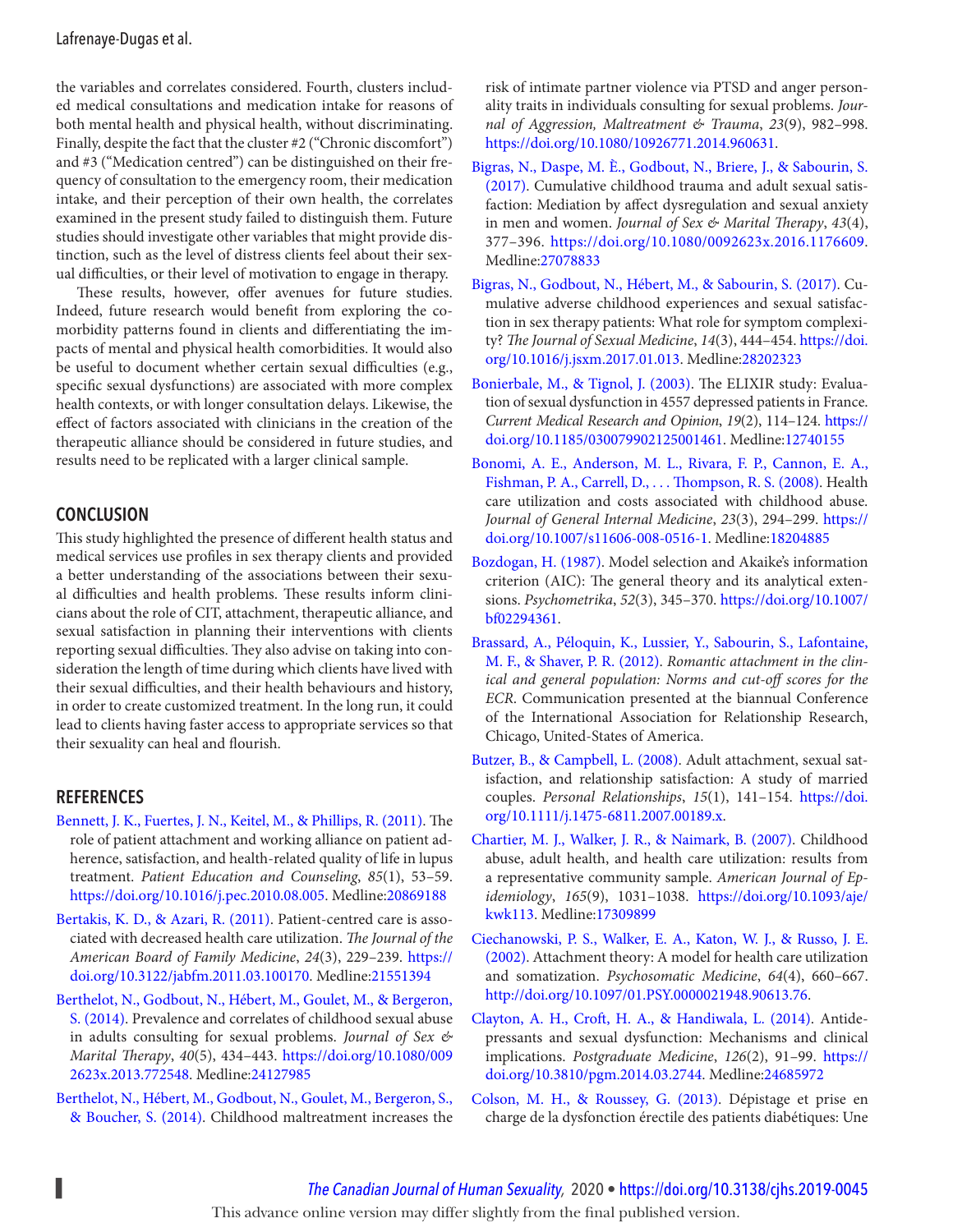the variables and correlates considered. Fourth, clusters included medical consultations and medication intake for reasons of both mental health and physical health, without discriminating. Finally, despite the fact that the cluster #2 ("Chronic discomfort") and #3 ("Medication centred") can be distinguished on their frequency of consultation to the emergency room, their medication intake, and their perception of their own health, the correlates examined in the present study failed to distinguish them. Future studies should investigate other variables that might provide distinction, such as the level of distress clients feel about their sexual difficulties, or their level of motivation to engage in therapy.

These results, however, offer avenues for future studies. Indeed, future research would benefit from exploring the comorbidity patterns found in clients and differentiating the impacts of mental and physical health comorbidities. It would also be useful to document whether certain sexual difficulties (e.g., specific sexual dysfunctions) are associated with more complex health contexts, or with longer consultation delays. Likewise, the effect of factors associated with clinicians in the creation of the therapeutic alliance should be considered in future studies, and results need to be replicated with a larger clinical sample.

## CONCLUSION

This study highlighted the presence of different health status and medical services use profiles in sex therapy clients and provided a better understanding of the associations between their sexual difficulties and health problems. These results inform clinicians about the role of CIT, attachment, therapeutic alliance, and sexual satisfaction in planning their interventions with clients reporting sexual difficulties. They also advise on taking into consideration the length of time during which clients have lived with their sexual difficulties, and their health behaviours and history, in order to create customized treatment. In the long run, it could lead to clients having faster access to appropriate services so that their sexuality can heal and flourish.

## REFERENCES

Bennett, J. K., Fuertes, J. N., Keitel, M., & Phillips, R. (2011). The role of patient attachment and working alliance on patient adherence, satisfaction, and health-related quality of life in lupus treatment. *Patient Education and Counseling*, *85*(1), 53–59. https://doi.org/10.1016/j.pec.2010.08.005. Medline:20869188

Bertakis, K. D., & Azari, R. (2011). Patient-centred care is associated with decreased health care utilization. *The Journal of the American Board of Family Medicine*, *24*(3), 229–239. https://doi.org/10.3122/jabfm.2011.03.100170. Medline:21551394

Berthelot, N., Godbout, N., Hébert, M., Goulet, M., & Bergeron, S. (2014). Prevalence and correlates of childhood sexual abuse in adults consulting for sexual problems. *Journal of Sex & Marital Therapy*, *40*(5), 434–443. https://doi.org/10.1080/0092623x.2013.772548. Medline:24127985

Berthelot, N., Hébert, M., Godbout, N., Goulet, M., Bergeron, S., & Boucher, S. (2014). Childhood maltreatment increases the risk of intimate partner violence via PTSD and anger personality traits in individuals consulting for sexual problems. *Journal of Aggression, Maltreatment & Trauma*, *23*(9), 982–998. https://doi.org/10.1080/10926771.2014.960631.

Bigras, N., Daspe, M. È., Godbout, N., Briere, J., & Sabourin, S. (2017). Cumulative childhood trauma and adult sexual satisfaction: Mediation by affect dysregulation and sexual anxiety in men and women. *Journal of Sex & Marital Therapy*, *43*(4), 377–396. https://doi.org/10.1080/0092623x.2016.1176609. Medline:27078833

Bigras, N., Godbout, N., Hébert, M., & Sabourin, S. (2017). Cumulative adverse childhood experiences and sexual satisfaction in sex therapy patients: What role for symptom complexity? *The Journal of Sexual Medicine*, *14*(3), 444–454. https://doi.org/10.1016/j.jsxm.2017.01.013. Medline:28202323

Bonierbale, M., & Tignol, J. (2003). The ELIXIR study: Evaluation of sexual dysfunction in 4557 depressed patients in France. *Current Medical Research and Opinion*, *19*(2), 114–124. https://doi.org/10.1185/030079902125001461. Medline:12740155

Bonomi, A. E., Anderson, M. L., Rivara, F. P., Cannon, E. A., Fishman, P. A., Carrell, D., . . . Thompson, R. S. (2008). Health care utilization and costs associated with childhood abuse. *Journal of General Internal Medicine*, *23*(3), 294–299. https://doi.org/10.1007/s11606-008-0516-1. Medline:18204885

Bozdogan, H. (1987). Model selection and Akaike's information criterion (AIC): The general theory and its analytical extensions. *Psychometrika*, *52*(3), 345–370. https://doi.org/10.1007/bf02294361.

Brassard, A., Péloquin, K., Lussier, Y., Sabourin, S., Lafontaine, M. F., & Shaver, P. R. (2012). *Romantic attachment in the clinical and general population: Norms and cut-off scores for the ECR*. Communication presented at the biannual Conference of the International Association for Relationship Research, Chicago, United-States of America.

Butzer, B., & Campbell, L. (2008). Adult attachment, sexual satisfaction, and relationship satisfaction: A study of married couples. *Personal Relationships*, *15*(1), 141–154. https://doi.org/10.1111/j.1475-6811.2007.00189.x.

Chartier, M. J., Walker, J. R., & Naimark, B. (2007). Childhood abuse, adult health, and health care utilization: results from a representative community sample. *American Journal of Epidemiology*, *165*(9), 1031–1038. https://doi.org/10.1093/aje/kwk113. Medline:17309899

Ciechanowski, P. S., Walker, E. A., Katon, W. J., & Russo, J. E. (2002). Attachment theory: A model for health care utilization and somatization. *Psychosomatic Medicine*, *64*(4), 660–667. http://doi.org/10.1097/01.PSY.0000021948.90613.76.

Clayton, A. H., Croft, H. A., & Handiwala, L. (2014). Antidepressants and sexual dysfunction: Mechanisms and clinical implications. *Postgraduate Medicine*, *126*(2), 91–99. https://doi.org/10.3810/pgm.2014.03.2744. Medline:24685972

Colson, M. H., & Roussey, G. (2013). Dépistage et prise en charge de la dysfonction érectile des patients diabétiques: Une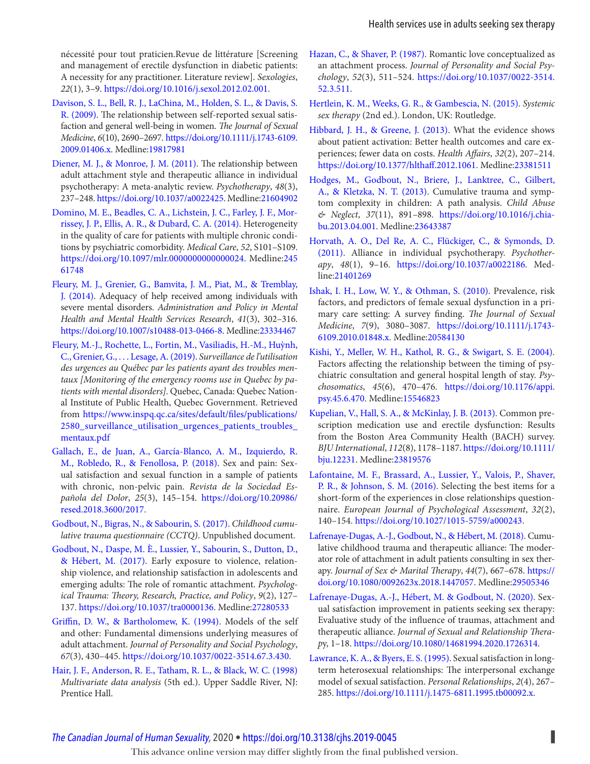nécessité pour tout praticien.Revue de littérature [Screening and management of erectile dysfunction in diabetic patients: A necessity for any practitioner. Literature review]. *Sexologies*, *22*(1), 3–9. https://doi.org/10.1016/j.sexol.2012.02.001.

Davison, S. L., Bell, R. J., LaChina, M., Holden, S. L., & Davis, S. R. (2009). The relationship between self-reported sexual satisfaction and general well-being in women. *The Journal of Sexual Medicine*, *6*(10), 2690–2697. https://doi.org/10.1111/j.1743-6109.2009.01406.x. Medline:19817981

Diener, M. J., & Monroe, J. M. (2011). The relationship between adult attachment style and therapeutic alliance in individual psychotherapy: A meta-analytic review. *Psychotherapy*, *48*(3), 237–248. https://doi.org/10.1037/a0022425. Medline:21604902

Domino, M. E., Beadles, C. A., Lichstein, J. C., Farley, J. F., Morrissey, J. P., Ellis, A. R., & Dubard, C. A. (2014). Heterogeneity in the quality of care for patients with multiple chronic conditions by psychiatric comorbidity. *Medical Care*, *52*, S101–S109. https://doi.org/10.1097/mlr.0000000000000024. Medline:24561748

Fleury, M. J., Grenier, G., Bamvita, J. M., Piat, M., & Tremblay, J. (2014). Adequacy of help received among individuals with severe mental disorders. *Administration and Policy in Mental Health and Mental Health Services Research*, *41*(3), 302–316. https://doi.org/10.1007/s10488-013-0466-8. Medline:23334467

Fleury, M.-J., Rochette, L., Fortin, M., Vasiliadis, H.-M., Huỳnh, C., Grenier, G., . . . Lesage, A. (2019). *Surveillance de l'utilisation des urgences au Québec par les patients ayant des troubles mentaux [Monitoring of the emergency rooms use in Quebec by patients with mental disorders]*. Quebec, Canada: Quebec National Institute of Public Health, Quebec Government. Retrieved from https://www.inspq.qc.ca/sites/default/files/publications/2580_surveillance_utilisation_urgences_patients_troubles_mentaux.pdf

Gallach, E., de Juan, A., García-Blanco, A. M., Izquierdo, R. M., Robledo, R., & Fenollosa, P. (2018). Sex and pain: Sexual satisfaction and sexual function in a sample of patients with chronic, non-pelvic pain. *Revista de la Sociedad Española del Dolor*, *25*(3), 145–154. https://doi.org/10.20986/resed.2018.3600/2017.

Godbout, N., Bigras, N., & Sabourin, S. (2017). *Childhood cumulative trauma questionnaire (CCTQ)*. Unpublished document.

Godbout, N., Daspe, M. È., Lussier, Y., Sabourin, S., Dutton, D., & Hébert, M. (2017). Early exposure to violence, relationship violence, and relationship satisfaction in adolescents and emerging adults: The role of romantic attachment. *Psychological Trauma: Theory, Research, Practice, and Policy*, *9*(2), 127–137. https://doi.org/10.1037/tra0000136. Medline:27280533

Griffin, D. W., & Bartholomew, K. (1994). Models of the self and other: Fundamental dimensions underlying measures of adult attachment. *Journal of Personality and Social Psychology*, *67*(3), 430–445. https://doi.org/10.1037/0022-3514.67.3.430.

Hair, J. F., Anderson, R. E., Tatham, R. L., & Black, W. C. (1998) *Multivariate data analysis* (5th ed.). Upper Saddle River, NJ: Prentice Hall.

Hazan, C., & Shaver, P. (1987). Romantic love conceptualized as an attachment process. *Journal of Personality and Social Psychology*, *52*(3), 511–524. https://doi.org/10.1037/0022-3514.52.3.511.

Hertlein, K. M., Weeks, G. R., & Gambescia, N. (2015). *Systemic sex therapy* (2nd ed.). London, UK: Routledge.

Hibbard, J. H., & Greene, J. (2013). What the evidence shows about patient activation: Better health outcomes and care experiences; fewer data on costs. *Health Affairs*, *32*(2), 207–214. https://doi.org/10.1377/hlthaff.2012.1061. Medline:23381511

Hodges, M., Godbout, N., Briere, J., Lanktree, C., Gilbert, A., & Kletzka, N. T. (2013). Cumulative trauma and symptom complexity in children: A path analysis. *Child Abuse & Neglect*, *37*(11), 891–898. https://doi.org/10.1016/j.chiabu.2013.04.001. Medline:23643387

Horvath, A. O., Del Re, A. C., Flückiger, C., & Symonds, D. (2011). Alliance in individual psychotherapy. *Psychotherapy*, *48*(1), 9–16. https://doi.org/10.1037/a0022186. Medline:21401269

Ishak, I. H., Low, W. Y., & Othman, S. (2010). Prevalence, risk factors, and predictors of female sexual dysfunction in a primary care setting: A survey finding. *The Journal of Sexual Medicine*, *7*(9), 3080–3087. https://doi.org/10.1111/j.1743-6109.2010.01848.x. Medline:20584130

Kishi, Y., Meller, W. H., Kathol, R. G., & Swigart, S. E. (2004). Factors affecting the relationship between the timing of psychiatric consultation and general hospital length of stay. *Psychosomatics*, *45*(6), 470–476. https://doi.org/10.1176/appi.psy.45.6.470. Medline:15546823

Kupelian, V., Hall, S. A., & McKinlay, J. B. (2013). Common prescription medication use and erectile dysfunction: Results from the Boston Area Community Health (BACH) survey. *BJU International*, *112*(8), 1178–1187. https://doi.org/10.1111/bju.12231. Medline:23819576

Lafontaine, M. F., Brassard, A., Lussier, Y., Valois, P., Shaver, P. R., & Johnson, S. M. (2016). Selecting the best items for a short-form of the experiences in close relationships questionnaire. *European Journal of Psychological Assessment*, *32*(2), 140–154. https://doi.org/10.1027/1015-5759/a000243.

Lafrenaye-Dugas, A.-J., Godbout, N., & Hébert, M. (2018). Cumulative childhood trauma and therapeutic alliance: The moderator role of attachment in adult patients consulting in sex therapy. *Journal of Sex & Marital Therapy*, *44*(7), 667–678. https://doi.org/10.1080/0092623x.2018.1447057. Medline:29505346

Lafrenaye-Dugas, A.-J., Hébert, M. & Godbout, N. (2020). Sexual satisfaction improvement in patients seeking sex therapy: Evaluative study of the influence of traumas, attachment and therapeutic alliance. *Journal of Sexual and Relationship Therapy*, 1–18. https://doi.org/10.1080/14681994.2020.1726314.

Lawrance, K. A., & Byers, E. S. (1995). Sexual satisfaction in long-term heterosexual relationships: The interpersonal exchange model of sexual satisfaction. *Personal Relationships*, *2*(4), 267–285. https://doi.org/10.1111/j.1475-6811.1995.tb00092.x.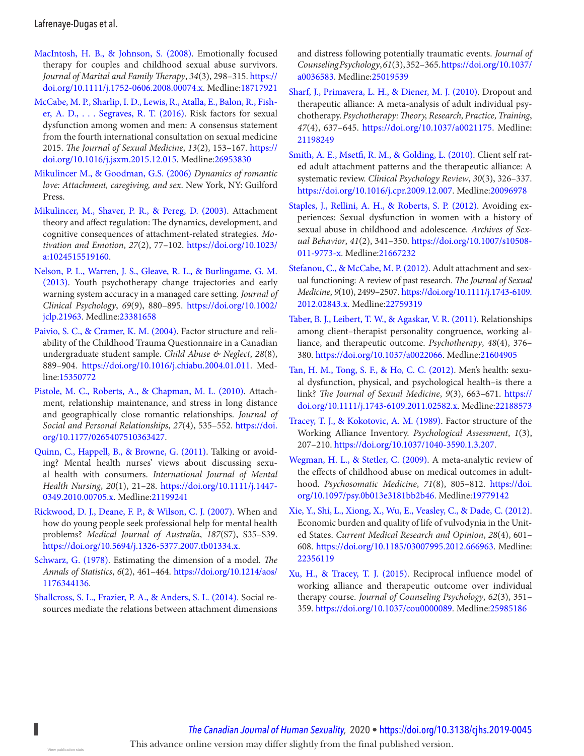MacIntosh, H. B., & Johnson, S. (2008). Emotionally focused therapy for couples and childhood sexual abuse survivors. *Journal of Marital and Family Therapy*, *34*(3), 298–315. https://doi.org/10.1111/j.1752-0606.2008.00074.x. Medline:18717921

McCabe, M. P., Sharlip, I. D., Lewis, R., Atalla, E., Balon, R., Fisher, A. D., . . . Segraves, R. T. (2016). Risk factors for sexual dysfunction among women and men: A consensus statement from the fourth international consultation on sexual medicine 2015. *The Journal of Sexual Medicine*, *13*(2), 153–167. https://doi.org/10.1016/j.jsxm.2015.12.015. Medline:26953830

Mikulincer M., & Goodman, G.S. (2006) *Dynamics of romantic love: Attachment, caregiving, and sex*. New York, NY: Guilford Press.

Mikulincer, M., Shaver, P. R., & Pereg, D. (2003). Attachment theory and affect regulation: The dynamics, development, and cognitive consequences of attachment-related strategies. *Motivation and Emotion*, *27*(2), 77–102. https://doi.org/10.1023/a:1024515519160.

Nelson, P. L., Warren, J. S., Gleave, R. L., & Burlingame, G. M. (2013). Youth psychotherapy change trajectories and early warning system accuracy in a managed care setting. *Journal of Clinical Psychology*, *69*(9), 880–895. https://doi.org/10.1002/jclp.21963. Medline:23381658

Paivio, S. C., & Cramer, K. M. (2004). Factor structure and reliability of the Childhood Trauma Questionnaire in a Canadian undergraduate student sample. *Child Abuse & Neglect*, *28*(8), 889–904. https://doi.org/10.1016/j.chiabu.2004.01.011. Medline:15350772

Pistole, M. C., Roberts, A., & Chapman, M. L. (2010). Attachment, relationship maintenance, and stress in long distance and geographically close romantic relationships. *Journal of Social and Personal Relationships*, *27*(4), 535–552. https://doi.org/10.1177/0265407510363427.

Quinn, C., Happell, B., & Browne, G. (2011). Talking or avoiding? Mental health nurses' views about discussing sexual health with consumers. *International Journal of Mental Health Nursing*, *20*(1), 21–28. https://doi.org/10.1111/j.1447-0349.2010.00705.x. Medline:21199241

Rickwood, D. J., Deane, F. P., & Wilson, C. J. (2007). When and how do young people seek professional help for mental health problems? *Medical Journal of Australia*, *187*(S7), S35–S39. https://doi.org/10.5694/j.1326-5377.2007.tb01334.x.

Schwarz, G. (1978). Estimating the dimension of a model. *The Annals of Statistics*, *6*(2), 461–464. https://doi.org/10.1214/aos/1176344136.

Shallcross, S. L., Frazier, P. A., & Anders, S. L. (2014). Social resources mediate the relations between attachment dimensions and distress following potentially traumatic events. *Journal of Counseling Psychology*, *61*(3), 352–365. https://doi.org/10.1037/a0036583. Medline:25019539

Sharf, J., Primavera, L. H., & Diener, M. J. (2010). Dropout and therapeutic alliance: A meta-analysis of adult individual psychotherapy. *Psychotherapy: Theory, Research, Practice, Training*, *47*(4), 637–645. https://doi.org/10.1037/a0021175. Medline:21198249

Smith, A. E., Msetfi, R. M., & Golding, L. (2010). Client self rated adult attachment patterns and the therapeutic alliance: A systematic review. *Clinical Psychology Review*, *30*(3), 326–337. https://doi.org/10.1016/j.cpr.2009.12.007. Medline:20096978

Staples, J., Rellini, A. H., & Roberts, S. P. (2012). Avoiding experiences: Sexual dysfunction in women with a history of sexual abuse in childhood and adolescence. *Archives of Sexual Behavior*, *41*(2), 341–350. https://doi.org/10.1007/s10508-011-9773-x. Medline:21667232

Stefanou, C., & McCabe, M. P. (2012). Adult attachment and sexual functioning: A review of past research. *The Journal of Sexual Medicine*, *9*(10), 2499–2507. https://doi.org/10.1111/j.1743-6109.2012.02843.x. Medline:22759319

Taber, B. J., Leibert, T. W., & Agaskar, V. R. (2011). Relationships among client–therapist personality congruence, working alliance, and therapeutic outcome. *Psychotherapy*, *48*(4), 376–380. https://doi.org/10.1037/a0022066. Medline:21604905

Tan, H. M., Tong, S. F., & Ho, C. C. (2012). Men's health: sexual dysfunction, physical, and psychological health–is there a link? *The Journal of Sexual Medicine*, *9*(3), 663–671. https://doi.org/10.1111/j.1743-6109.2011.02582.x. Medline:22188573

Tracey, T. J., & Kokotovic, A. M. (1989). Factor structure of the Working Alliance Inventory. *Psychological Assessment*, *1*(3), 207–210. https://doi.org/10.1037/1040-3590.1.3.207.

Wegman, H. L., & Stetler, C. (2009). A meta-analytic review of the effects of childhood abuse on medical outcomes in adulthood. *Psychosomatic Medicine*, *71*(8), 805–812. https://doi.org/10.1097/psy.0b013e3181bb2b46. Medline:19779142

Xie, Y., Shi, L., Xiong, X., Wu, E., Veasley, C., & Dade, C. (2012). Economic burden and quality of life of vulvodynia in the United States. *Current Medical Research and Opinion*, *28*(4), 601–608. https://doi.org/10.1185/03007995.2012.666963. Medline:22356119

Xu, H., & Tracey, T. J. (2015). Reciprocal influence model of working alliance and therapeutic outcome over individual therapy course. *Journal of Counseling Psychology*, *62*(3), 351–359. https://doi.org/10.1037/cou0000089. Medline:25985186

This advance online version may differ slightly from the final published version.